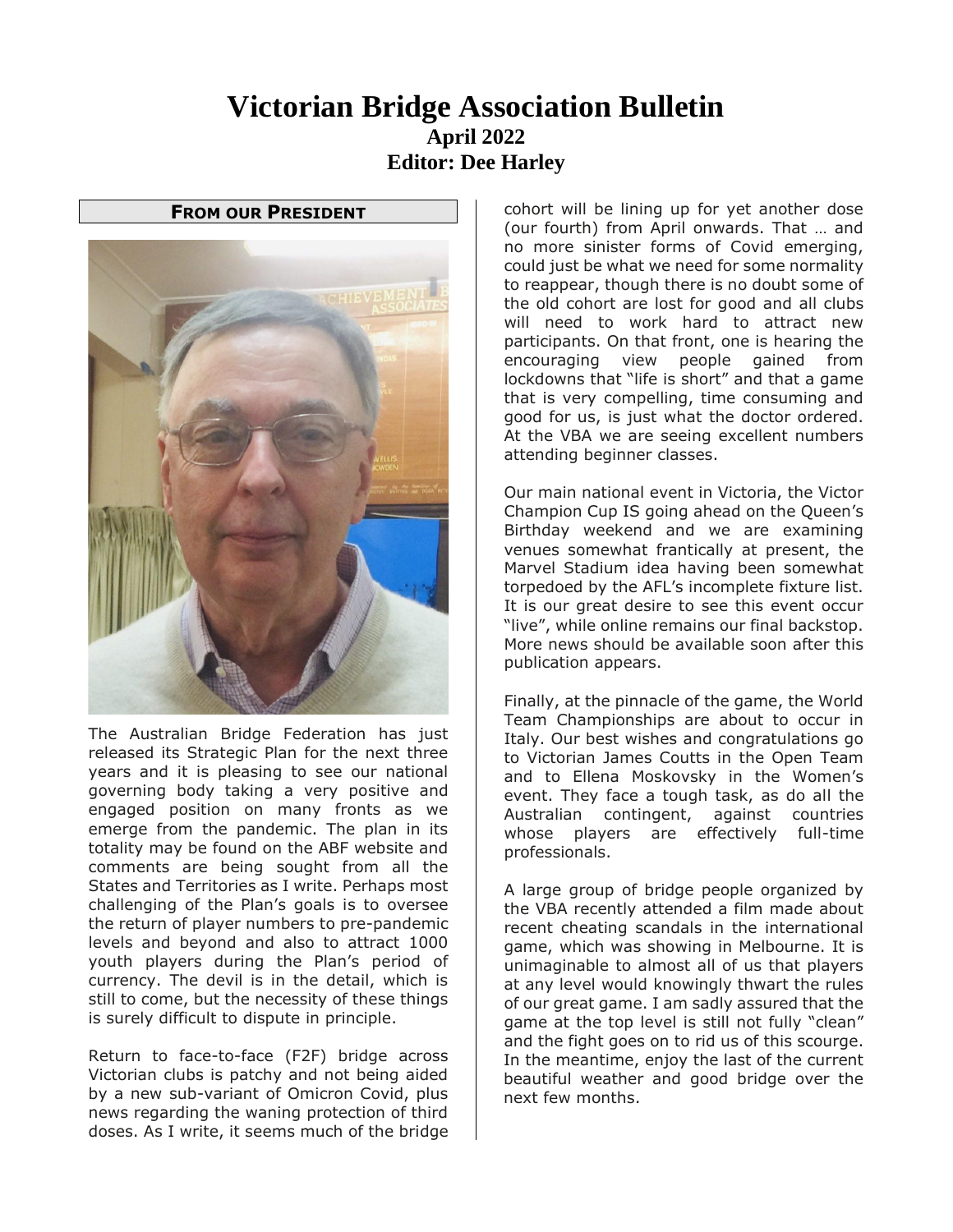# Victorian Bridge Association Bulletin

**April 2022**

**Editor: Dee Harley**

## FROM OUR PRESIDENT

The Australian Bridge Federation has just released its Strategic Plan for the next three years and it is pleasing to see our national governing body taking a very positive and engaged position on many fronts as we emerge from the pandemic. The plan in its totality may be found on the ABF website and comments are being sought from all the States and Territories as I write. Perhaps most challenging of the Plan's goals is to oversee the return of player numbers to pre-pandemic levels and beyond and also to attract 1000 youth players during the Plan's period of currency. The devil is in the detail, which is still to come, but the necessity of these things is surely difficult to dispute in principle.

Return to face-to-face (F2F) bridge across Victorian clubs is patchy and not being aided by a new sub-variant of Omicron Covid, plus news regarding the waning protection of third doses. As I write, it seems much of the bridge cohort will be lining up for yet another dose (our fourth) from April onwards. That … and no more sinister forms of Covid emerging, could just be what we need for some normality to reappear, though there is no doubt some of the old cohort are lost for good and all clubs will need to work hard to attract new participants. On that front, one is hearing the encouraging view people gained from lockdowns that "life is short" and that a game that is very compelling, time consuming and good for us, is just what the doctor ordered. At the VBA we are seeing excellent numbers attending beginner classes.

Our main national event in Victoria, the Victor Champion Cup IS going ahead on the Queen's Birthday weekend and we are examining venues somewhat frantically at present, the Marvel Stadium idea having been somewhat torpedoed by the AFL's incomplete fixture list. It is our great desire to see this event occur "live", while online remains our final backstop. More news should be available soon after this publication appears.

Finally, at the pinnacle of the game, the World Team Championships are about to occur in Italy. Our best wishes and congratulations go to Victorian James Coutts in the Open Team and to Ellena Moskovsky in the Women's event. They face a tough task, as do all the Australian contingent, against countries whose players are effectively full-time professionals.

A large group of bridge people organized by the VBA recently attended a film made about recent cheating scandals in the international game, which was showing in Melbourne. It is unimaginable to almost all of us that players at any level would knowingly thwart the rules of our great game. I am sadly assured that the game at the top level is still not fully "clean" and the fight goes on to rid us of this scourge. In the meantime, enjoy the last of the current beautiful weather and good bridge over the next few months.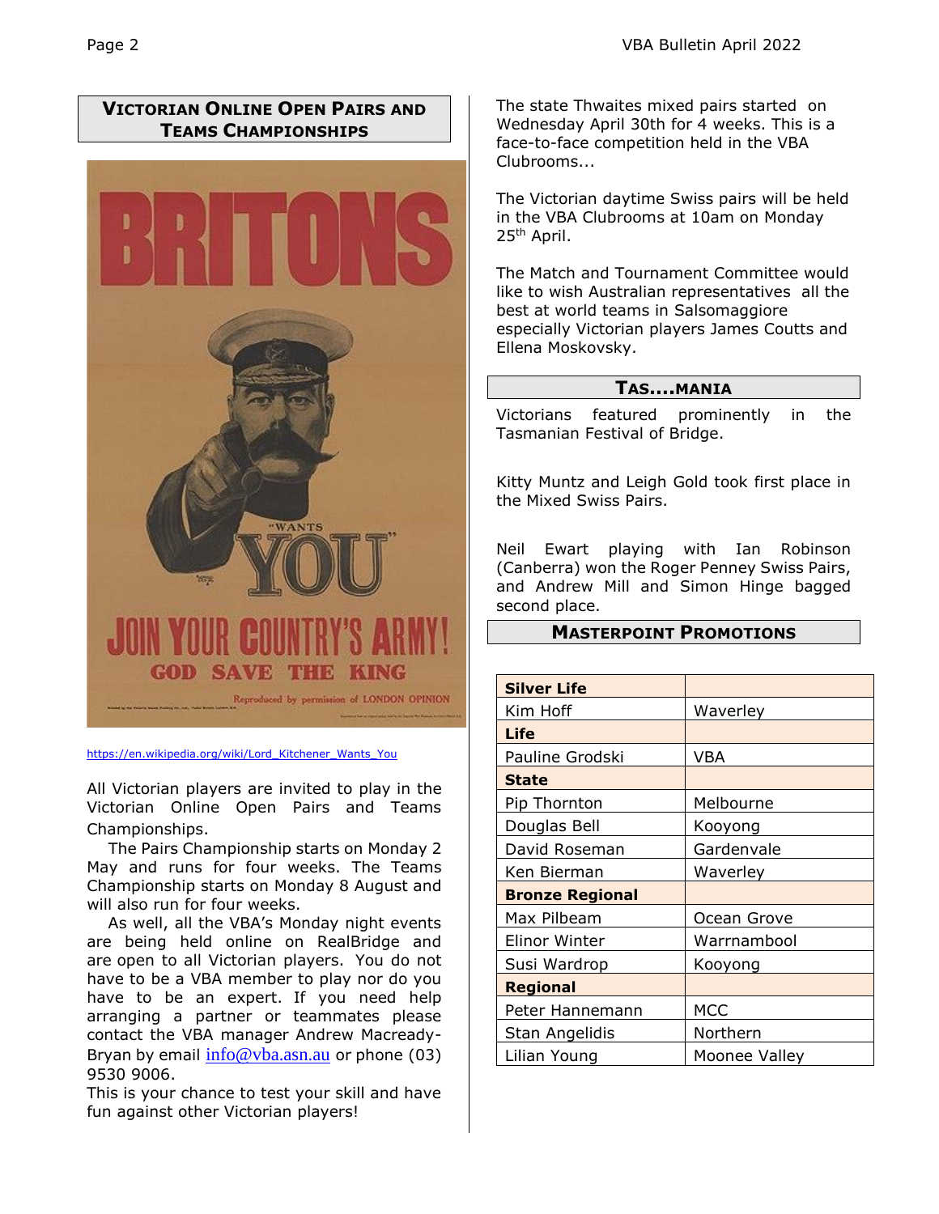## Victorian Online Open Pairs and Teams Championships

https://en.wikipedia.org/wiki/Lord_Kitchener_Wants_You

All Victorian players are invited to play in the Victorian Online Open Pairs and Teams Championships.

The Pairs Championship starts on Monday 2 May and runs for four weeks. The Teams Championship starts on Monday 8 August and will also run for four weeks.

As well, all the VBA's Monday night events are being held online on RealBridge and are open to all Victorian players. You do not have to be a VBA member to play nor do you have to be an expert. If you need help arranging a partner or teammates please contact the VBA manager Andrew Macready-Bryan by email info@vba.asn.au or phone (03) 9530 9006.

This is your chance to test your skill and have fun against other Victorian players!

The state Thwaites mixed pairs started on Wednesday April 30th for 4 weeks. This is a face-to-face competition held in the VBA Clubrooms...

The Victorian daytime Swiss pairs will be held in the VBA Clubrooms at 10am on Monday 25th April.

The Match and Tournament Committee would like to wish Australian representatives all the best at world teams in Salsomaggiore especially Victorian players James Coutts and Ellena Moskovsky.

## Tas....mania

Victorians featured prominently in the Tasmanian Festival of Bridge.

Kitty Muntz and Leigh Gold took first place in the Mixed Swiss Pairs.

Neil Ewart playing with Ian Robinson (Canberra) won the Roger Penney Swiss Pairs, and Andrew Mill and Simon Hinge bagged second place.

## Masterpoint Promotions

| | |
|---|---|
| **Silver Life** | |
| Kim Hoff | Waverley |
| **Life** | |
| Pauline Grodski | VBA |
| **State** | |
| Pip Thornton | Melbourne |
| Douglas Bell | Kooyong |
| David Roseman | Gardenvale |
| Ken Bierman | Waverley |
| **Bronze Regional** | |
| Max Pilbeam | Ocean Grove |
| Elinor Winter | Warrnambool |
| Susi Wardrop | Kooyong |
| **Regional** | |
| Peter Hannemann | MCC |
| Stan Angelidis | Northern |
| Lilian Young | Moonee Valley |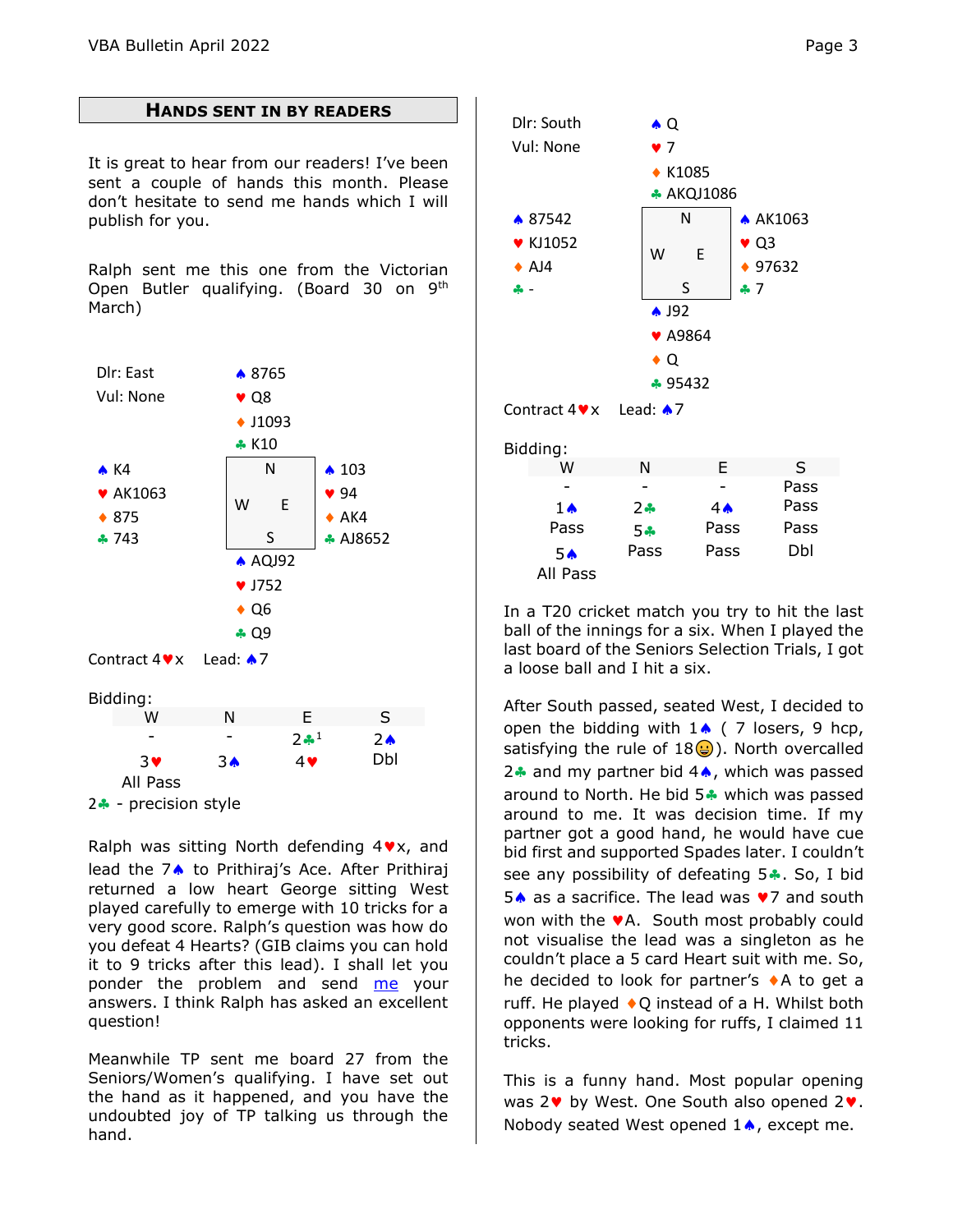## HANDS SENT IN BY READERS

It is great to hear from our readers! I've been sent a couple of hands this month. Please don't hesitate to send me hands which I will publish for you.

Ralph sent me this one from the Victorian Open Butler qualifying. (Board 30 on 9th March)

Dlr: East
Vul: None

North: ♠ 8765 ♥ Q8 ♦ J1093 ♣ K10

West: ♠ K4 ♥ AK1063 ♦ 875 ♣ 743

East: ♠ 103 ♥ 94 ♦ AK4 ♣ AJ8652

South: ♠ AQJ92 ♥ J752 ♦ Q6 ♣ Q9

Contract 4♥x Lead: ♠7

Bidding:

| W | N | E | S |
|---|---|---|---|
| - | - | 2♣[1] | 2♠ |
| 3♥ | 3♠ | 4♥ | Dbl |
| All Pass | | | |

2♣ - precision style

Ralph was sitting North defending 4♥x, and lead the 7♠ to Prithiraj's Ace. After Prithiraj returned a low heart George sitting West played carefully to emerge with 10 tricks for a very good score. Ralph's question was how do you defeat 4 Hearts? (GIB claims you can hold it to 9 tricks after this lead). I shall let you ponder the problem and send me your answers. I think Ralph has asked an excellent question!

Meanwhile TP sent me board 27 from the Seniors/Women's qualifying. I have set out the hand as it happened, and you have the undoubted joy of TP talking us through the hand.

Dlr: South
Vul: None

North: ♠ Q ♥ 7 ♦ K1085 ♣ AKQJ1086

West: ♠ 87542 ♥ KJ1052 ♦ AJ4 ♣ -

East: ♠ AK1063 ♥ Q3 ♦ 97632 ♣ 7

South: ♠ J92 ♥ A9864 ♦ Q ♣ 95432

Contract 4♥x Lead: ♠7

Bidding:

| W | N | E | S |
|---|---|---|---|
| - | - | - | Pass |
| 1♠ | 2♣ | 4♠ | Pass |
| Pass | 5♣ | Pass | Pass |
| 5♠ | Pass | Pass | Dbl |
| All Pass | | | |

In a T20 cricket match you try to hit the last ball of the innings for a six. When I played the last board of the Seniors Selection Trials, I got a loose ball and I hit a six.

After South passed, seated West, I decided to open the bidding with 1♠ ( 7 losers, 9 hcp, satisfying the rule of 18😀). North overcalled 2♣ and my partner bid 4♠, which was passed around to North. He bid 5♣ which was passed around to me. It was decision time. If my partner got a good hand, he would have cue bid first and supported Spades later. I couldn't see any possibility of defeating 5♣. So, I bid 5♠ as a sacrifice. The lead was ♥7 and south won with the ♥A. South most probably could not visualise the lead was a singleton as he couldn't place a 5 card Heart suit with me. So, he decided to look for partner's ♦A to get a ruff. He played ♦Q instead of a H. Whilst both opponents were looking for ruffs, I claimed 11 tricks.

This is a funny hand. Most popular opening was 2♥ by West. One South also opened 2♥. Nobody seated West opened 1♠, except me.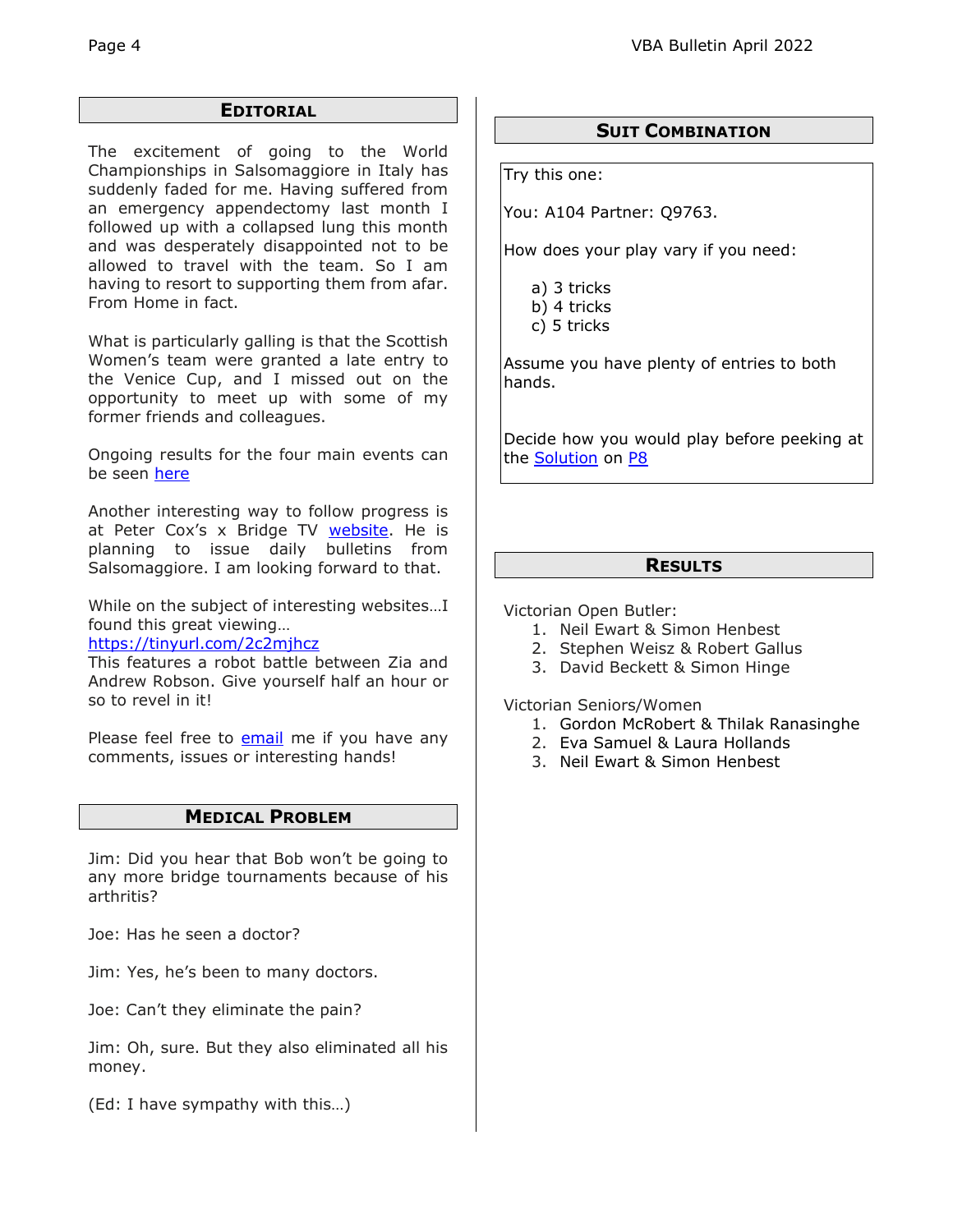## Editorial

The excitement of going to the World Championships in Salsomaggiore in Italy has suddenly faded for me. Having suffered from an emergency appendectomy last month I followed up with a collapsed lung this month and was desperately disappointed not to be allowed to travel with the team. So I am having to resort to supporting them from afar. From Home in fact.

What is particularly galling is that the Scottish Women's team were granted a late entry to the Venice Cup, and I missed out on the opportunity to meet up with some of my former friends and colleagues.

Ongoing results for the four main events can be seen here

Another interesting way to follow progress is at Peter Cox's x Bridge TV website. He is planning to issue daily bulletins from Salsomaggiore. I am looking forward to that.

While on the subject of interesting websites…I found this great viewing…
https://tinyurl.com/2c2mjhcz
This features a robot battle between Zia and Andrew Robson. Give yourself half an hour or so to revel in it!

Please feel free to email me if you have any comments, issues or interesting hands!

## Medical Problem

Jim: Did you hear that Bob won't be going to any more bridge tournaments because of his arthritis?

Joe: Has he seen a doctor?

Jim: Yes, he's been to many doctors.

Joe: Can't they eliminate the pain?

Jim: Oh, sure. But they also eliminated all his money.

(Ed: I have sympathy with this…)

## Suit Combination

Try this one:

You: A104 Partner: Q9763.

How does your play vary if you need:

a) 3 tricks
b) 4 tricks
c) 5 tricks

Assume you have plenty of entries to both hands.

Decide how you would play before peeking at the Solution on P8

## Results

Victorian Open Butler:

1. Neil Ewart & Simon Henbest
2. Stephen Weisz & Robert Gallus
3. David Beckett & Simon Hinge

Victorian Seniors/Women

1. Gordon McRobert & Thilak Ranasinghe
2. Eva Samuel & Laura Hollands
3. Neil Ewart & Simon Henbest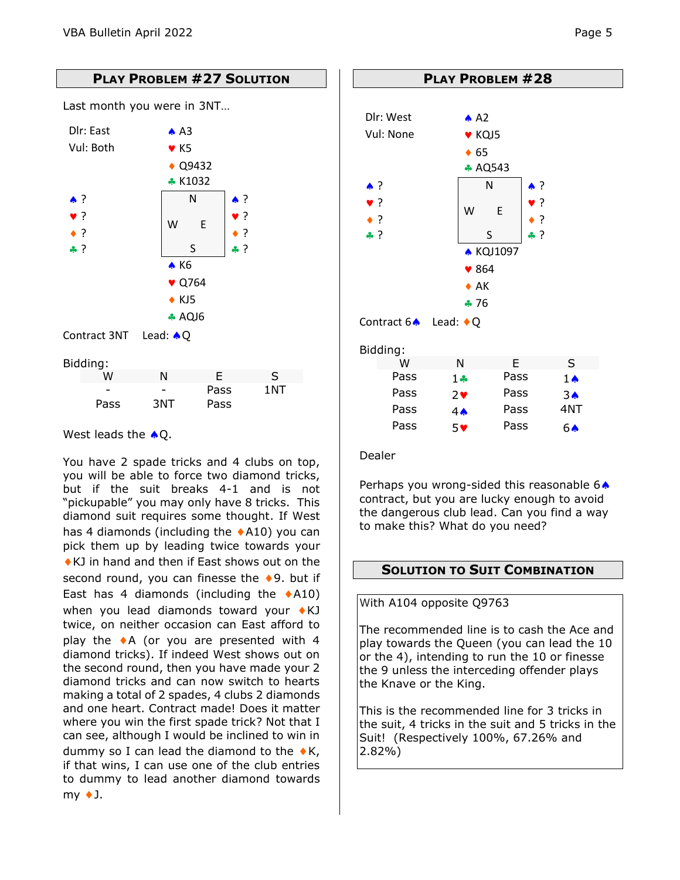## Play Problem #27 Solution

Last month you were in 3NT…

Dlr: East
Vul: Both

North:
♠ A3
♥ K5
♦ Q9432
♣ K1032

West:
♠ ?
♥ ?
♦ ?
♣ ?

East:
♠ ?
♥ ?
♦ ?
♣ ?

South:
♠ K6
♥ Q764
♦ KJ5
♣ AQJ6

Contract 3NT    Lead: ♠Q

Bidding:

| W | N | E | S |
|---|---|---|---|
| - | - | Pass | 1NT |
| Pass | 3NT | Pass | |

West leads the ♠Q.

You have 2 spade tricks and 4 clubs on top, you will be able to force two diamond tricks, but if the suit breaks 4-1 and is not "pickupable" you may only have 8 tricks. This diamond suit requires some thought. If West has 4 diamonds (including the ♦A10) you can pick them up by leading twice towards your ♦KJ in hand and then if East shows out on the second round, you can finesse the ♦9. but if East has 4 diamonds (including the ♦A10) when you lead diamonds toward your ♦KJ twice, on neither occasion can East afford to play the ♦A (or you are presented with 4 diamond tricks). If indeed West shows out on the second round, then you have made your 2 diamond tricks and can now switch to hearts making a total of 2 spades, 4 clubs 2 diamonds and one heart. Contract made! Does it matter where you win the first spade trick? Not that I can see, although I would be inclined to win in dummy so I can lead the diamond to the ♦K, if that wins, I can use one of the club entries to dummy to lead another diamond towards my ♦J.

## Play Problem #28

Dlr: West
Vul: None

North:
♠ A2
♥ KQJ5
♦ 65
♣ AQ543

West:
♠ ?
♥ ?
♦ ?
♣ ?

East:
♠ ?
♥ ?
♦ ?
♣ ?

South:
♠ KQJ1097
♥ 864
♦ AK
♣ 76

Contract 6♠    Lead: ♦Q

Bidding:

| W | N | E | S |
|---|---|---|---|
| Pass | 1♣ | Pass | 1♠ |
| Pass | 2♥ | Pass | 3♠ |
| Pass | 4♠ | Pass | 4NT |
| Pass | 5♥ | Pass | 6♠ |

Dealer

Perhaps you wrong-sided this reasonable 6♠ contract, but you are lucky enough to avoid the dangerous club lead. Can you find a way to make this? What do you need?

## Solution to Suit Combination

With A104 opposite Q9763

The recommended line is to cash the Ace and play towards the Queen (you can lead the 10 or the 4), intending to run the 10 or finesse the 9 unless the interceding offender plays the Knave or the King.

This is the recommended line for 3 tricks in the suit, 4 tricks in the suit and 5 tricks in the Suit! (Respectively 100%, 67.26% and 2.82%)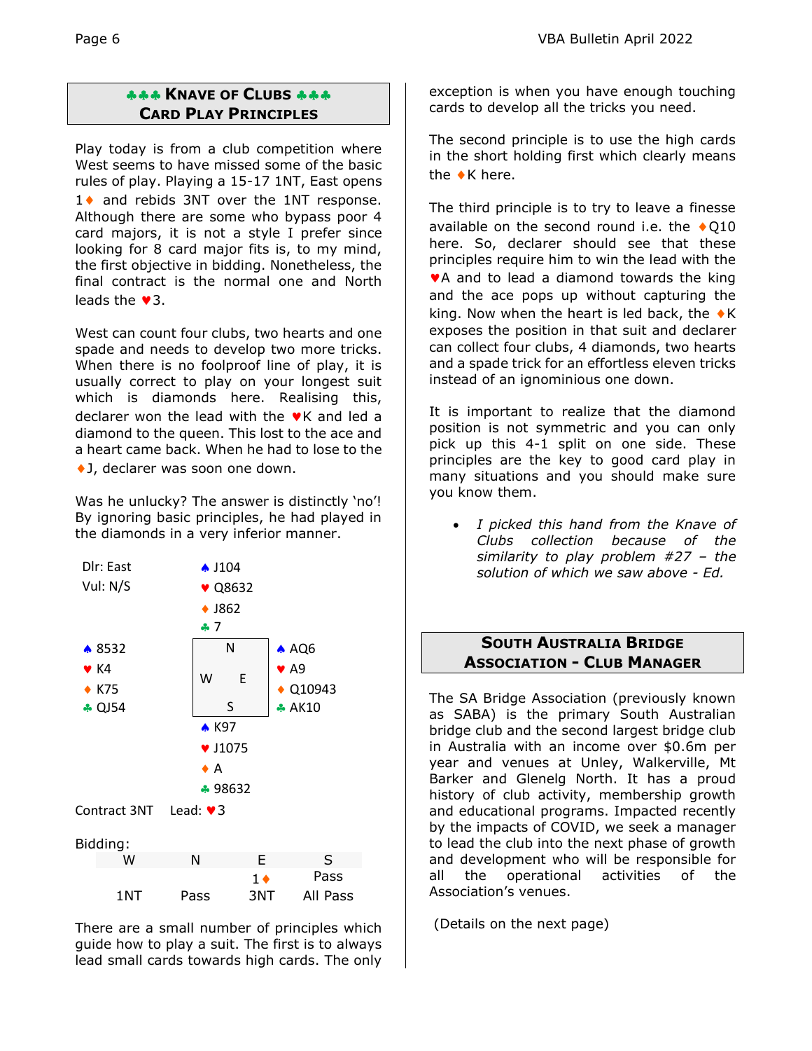## ♣♣♣ Knave of Clubs ♣♣♣
## Card Play Principles

Play today is from a club competition where West seems to have missed some of the basic rules of play. Playing a 15-17 1NT, East opens 1♦ and rebids 3NT over the 1NT response. Although there are some who bypass poor 4 card majors, it is not a style I prefer since looking for 8 card major fits is, to my mind, the first objective in bidding. Nonetheless, the final contract is the normal one and North leads the ♥3.

West can count four clubs, two hearts and one spade and needs to develop two more tricks. When there is no foolproof line of play, it is usually correct to play on your longest suit which is diamonds here. Realising this, declarer won the lead with the ♥K and led a diamond to the queen. This lost to the ace and a heart came back. When he had to lose to the ♦J, declarer was soon one down.

Was he unlucky? The answer is distinctly 'no'! By ignoring basic principles, he had played in the diamonds in a very inferior manner.

| | | |
|---|---|---|
| Dlr: East<br>Vul: N/S | ♠ J104<br>♥ Q8632<br>♦ J862<br>♣ 7 | |
| ♠ 8532<br>♥ K4<br>♦ K75<br>♣ QJ54 | N<br>W E<br>S | ♠ AQ6<br>♥ A9<br>♦ Q10943<br>♣ AK10 |
| | ♠ K97<br>♥ J1075<br>♦ A<br>♣ 98632 | |

Contract 3NT Lead: ♥3

Bidding:

| W | N | E | S |
|---|---|---|---|
| | | 1♦ | Pass |
| 1NT | Pass | 3NT | All Pass |

There are a small number of principles which guide how to play a suit. The first is to always lead small cards towards high cards. The only exception is when you have enough touching cards to develop all the tricks you need.

The second principle is to use the high cards in the short holding first which clearly means the ♦K here.

The third principle is to try to leave a finesse available on the second round i.e. the ♦Q10 here. So, declarer should see that these principles require him to win the lead with the ♥A and to lead a diamond towards the king and the ace pops up without capturing the king. Now when the heart is led back, the ♦K exposes the position in that suit and declarer can collect four clubs, 4 diamonds, two hearts and a spade trick for an effortless eleven tricks instead of an ignominious one down.

It is important to realize that the diamond position is not symmetric and you can only pick up this 4-1 split on one side. These principles are the key to good card play in many situations and you should make sure you know them.

- *I picked this hand from the Knave of Clubs collection because of the similarity to play problem #27 – the solution of which we saw above - Ed.*

## South Australia Bridge Association - Club Manager

The SA Bridge Association (previously known as SABA) is the primary South Australian bridge club and the second largest bridge club in Australia with an income over $0.6m per year and venues at Unley, Walkerville, Mt Barker and Glenelg North. It has a proud history of club activity, membership growth and educational programs. Impacted recently by the impacts of COVID, we seek a manager to lead the club into the next phase of growth and development who will be responsible for all the operational activities of the Association's venues.

(Details on the next page)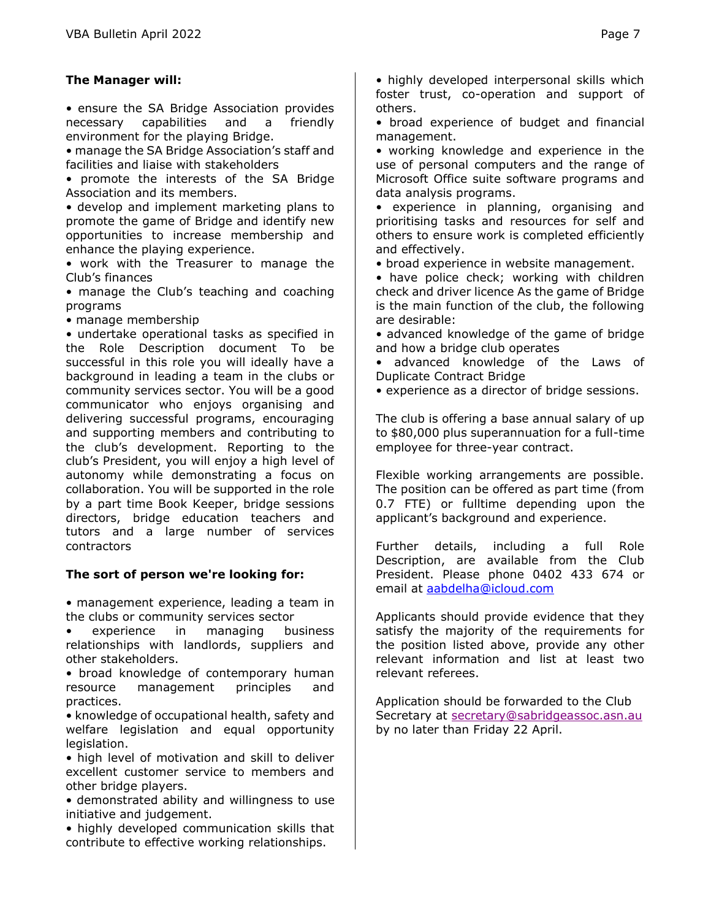**The Manager will:**

- ensure the SA Bridge Association provides necessary capabilities and a friendly environment for the playing Bridge.
- manage the SA Bridge Association's staff and facilities and liaise with stakeholders
- promote the interests of the SA Bridge Association and its members.
- develop and implement marketing plans to promote the game of Bridge and identify new opportunities to increase membership and enhance the playing experience.
- work with the Treasurer to manage the Club's finances
- manage the Club's teaching and coaching programs
- manage membership
- undertake operational tasks as specified in the Role Description document To be successful in this role you will ideally have a background in leading a team in the clubs or community services sector. You will be a good communicator who enjoys organising and delivering successful programs, encouraging and supporting members and contributing to the club's development. Reporting to the club's President, you will enjoy a high level of autonomy while demonstrating a focus on collaboration. You will be supported in the role by a part time Book Keeper, bridge sessions directors, bridge education teachers and tutors and a large number of services contractors

**The sort of person we're looking for:**

- management experience, leading a team in the clubs or community services sector
- experience in managing business relationships with landlords, suppliers and other stakeholders.
- broad knowledge of contemporary human resource management principles and practices.
- knowledge of occupational health, safety and welfare legislation and equal opportunity legislation.
- high level of motivation and skill to deliver excellent customer service to members and other bridge players.
- demonstrated ability and willingness to use initiative and judgement.
- highly developed communication skills that contribute to effective working relationships.
- highly developed interpersonal skills which foster trust, co-operation and support of others.
- broad experience of budget and financial management.
- working knowledge and experience in the use of personal computers and the range of Microsoft Office suite software programs and data analysis programs.
- experience in planning, organising and prioritising tasks and resources for self and others to ensure work is completed efficiently and effectively.
- broad experience in website management.
- have police check; working with children check and driver licence As the game of Bridge is the main function of the club, the following are desirable:
- advanced knowledge of the game of bridge and how a bridge club operates
- advanced knowledge of the Laws of Duplicate Contract Bridge
- experience as a director of bridge sessions.

The club is offering a base annual salary of up to $80,000 plus superannuation for a full-time employee for three-year contract.

Flexible working arrangements are possible. The position can be offered as part time (from 0.7 FTE) or fulltime depending upon the applicant's background and experience.

Further details, including a full Role Description, are available from the Club President. Please phone 0402 433 674 or email at aabdelha@icloud.com

Applicants should provide evidence that they satisfy the majority of the requirements for the position listed above, provide any other relevant information and list at least two relevant referees.

Application should be forwarded to the Club Secretary at secretary@sabridgeassoc.asn.au by no later than Friday 22 April.